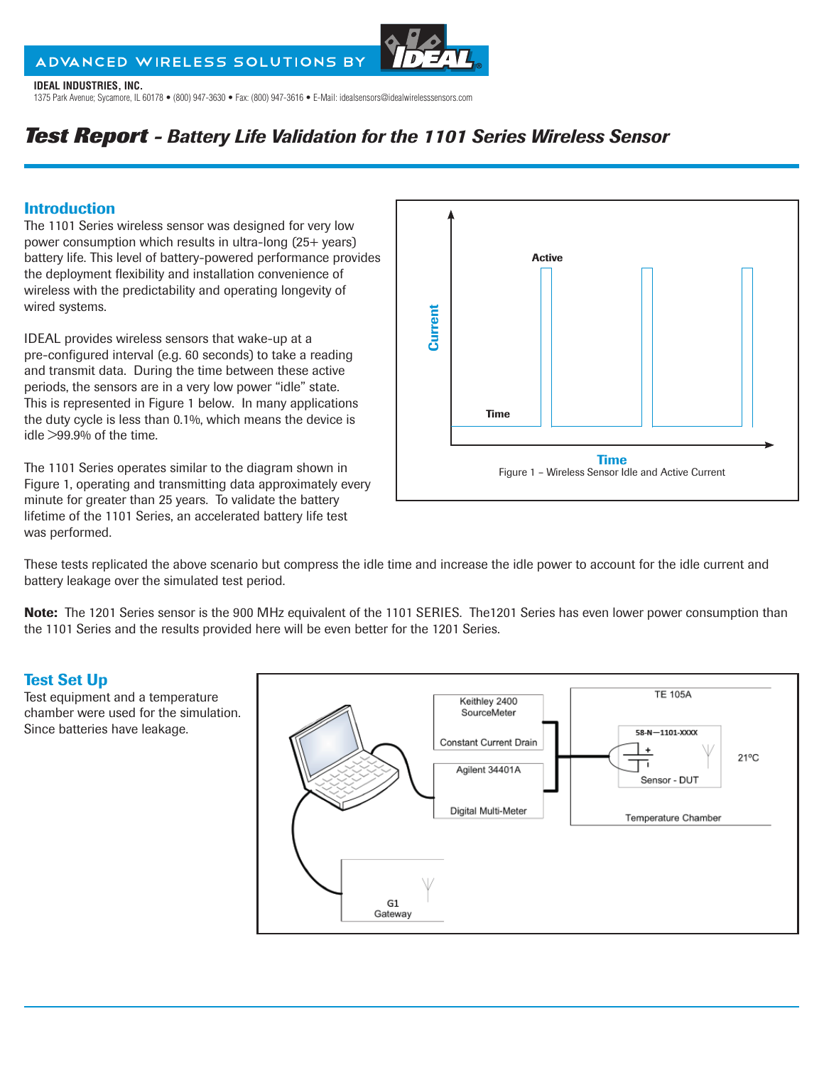ADVANCED WIRELESS SOLUTIONS BY IDEAL

**IDEAL INDUSTRIES, INC.**
1375 Park Avenue; Sycamore, IL 60178 • (800) 947-3630 • Fax: (800) 947-3616 • E-Mail: idealsensors@idealwirelesssensors.com

# *Test Report - Battery Life Validation for the 1101 Series Wireless Sensor*

## Introduction

The 1101 Series wireless sensor was designed for very low power consumption which results in ultra-long (25+ years) battery life. This level of battery-powered performance provides the deployment flexibility and installation convenience of wireless with the predictability and operating longevity of wired systems.

IDEAL provides wireless sensors that wake-up at a pre-configured interval (e.g. 60 seconds) to take a reading and transmit data. During the time between these active periods, the sensors are in a very low power "idle" state. This is represented in Figure 1 below. In many applications the duty cycle is less than 0.1%, which means the device is idle >99.9% of the time.

Active

Current

Time

Time

Figure 1 – Wireless Sensor Idle and Active Current

The 1101 Series operates similar to the diagram shown in Figure 1, operating and transmitting data approximately every minute for greater than 25 years. To validate the battery lifetime of the 1101 Series, an accelerated battery life test was performed.

These tests replicated the above scenario but compress the idle time and increase the idle power to account for the idle current and battery leakage over the simulated test period.

**Note:** The 1201 Series sensor is the 900 MHz equivalent of the 1101 SERIES. The1201 Series has even lower power consumption than the 1101 Series and the results provided here will be even better for the 1201 Series.

## Test Set Up

Test equipment and a temperature chamber were used for the simulation. Since batteries have leakage.

Keithley 2400 SourceMeter

Constant Current Drain

Agilent 34401A

Digital Multi-Meter

TE 105A

58-N—1101-XXXX

Sensor - DUT

21°C

Temperature Chamber

G1 Gateway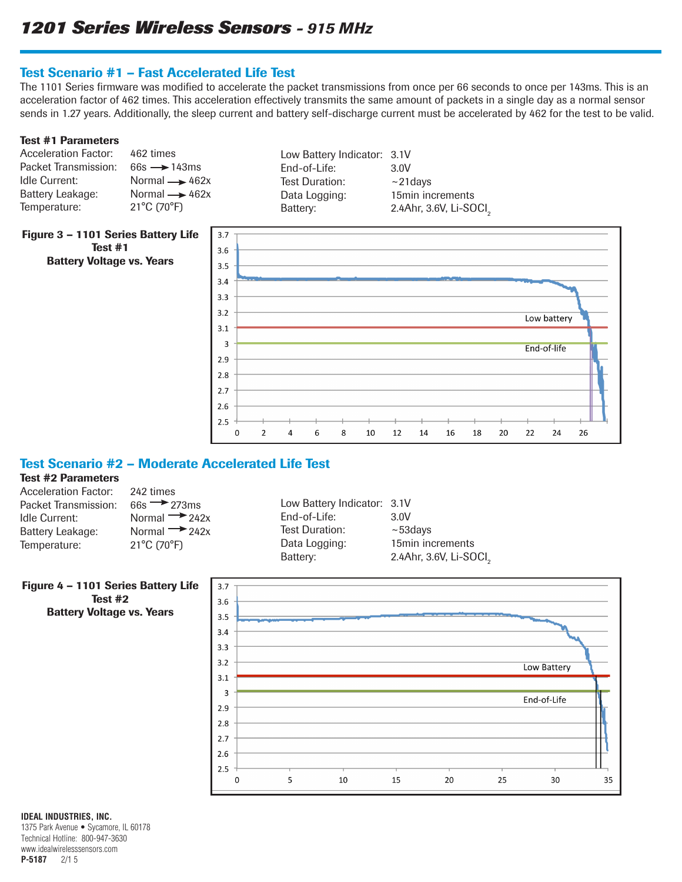# 1201 Series Wireless Sensors *- 915 MHz*

## Test Scenario #1 – Fast Accelerated Life Test

The 1101 Series firmware was modified to accelerate the packet transmissions from once per 66 seconds to once per 143ms. This is an acceleration factor of 462 times. This acceleration effectively transmits the same amount of packets in a single day as a normal sensor sends in 1.27 years. Additionally, the sleep current and battery self-discharge current must be accelerated by 462 for the test to be valid.

**Test #1 Parameters**

| | | | |
|---|---|---|---|
| Acceleration Factor: | 462 times | Low Battery Indicator: | 3.1V |
| Packet Transmission: | 66s → 143ms | End-of-Life: | 3.0V |
| Idle Current: | Normal → 462x | Test Duration: | ~21days |
| Battery Leakage: | Normal → 462x | Data Logging: | 15min increments |
| Temperature: | 21°C (70°F) | Battery: | 2.4Ahr, 3.6V, Li-$SOCl_2$ |

**Figure 3 – 1101 Series Battery Life Test #1 Battery Voltage vs. Years**

Low battery
End-of-life
3.7 3.6 3.5 3.4 3.3 3.2 3.1 3 2.9 2.8 2.7 2.6 2.5
0 2 4 6 8 10 12 14 16 18 20 22 24 26

## Test Scenario #2 – Moderate Accelerated Life Test

**Test #2 Parameters**

| | | | |
|---|---|---|---|
| Acceleration Factor: | 242 times | | |
| Packet Transmission: | 66s → 273ms | Low Battery Indicator: | 3.1V |
| Idle Current: | Normal → 242x | End-of-Life: | 3.0V |
| Battery Leakage: | Normal → 242x | Test Duration: | ~53days |
| Temperature: | 21°C (70°F) | Data Logging: | 15min increments |
| | | Battery: | 2.4Ahr, 3.6V, Li-$SOCl_2$ |

**Figure 4 – 1101 Series Battery Life Test #2 Battery Voltage vs. Years**

Low Battery
End-of-Life
3.7 3.6 3.5 3.4 3.3 3.2 3.1 3 2.9 2.8 2.7 2.6 2.5
0 5 10 15 20 25 30 35

**IDEAL INDUSTRIES, INC.**
1375 Park Avenue • Sycamore, IL 60178
Technical Hotline: 800-947-3630
www.idealwirelesssensors.com
**P-5187** 2/15